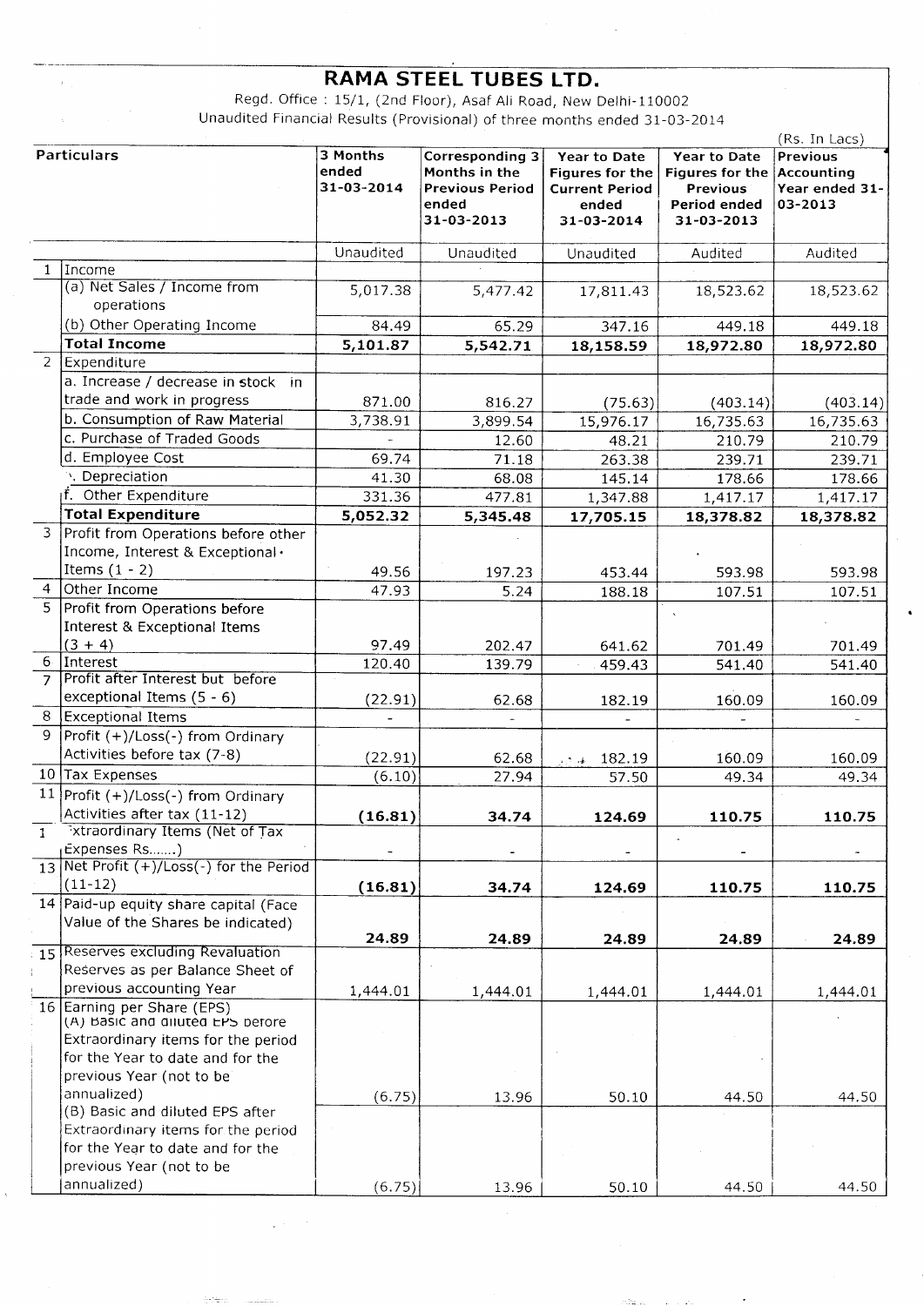# RAMA STEEL TUBES LTD.

Regd. Office : 15/1, (2nd Floor), Asaf Ali Road, New Delhi-110002

Unaudited Financial Results (Provisional) of three months ended 31-03-2014

(Rs. In Lacs)

| | Particulars | 3 Months ended 31-03-2014 | Corresponding 3 Months in the Previous Period ended 31-03-2013 | Year to Date Figures for the Current Period ended 31-03-2014 | Year to Date Figures for the Previous Period ended 31-03-2013 | Previous Accounting Year ended 31-03-2013 |
|---|---|---|---|---|---|---|
| | | Unaudited | Unaudited | Unaudited | Audited | Audited |
| 1 | Income | | | | | |
| | (a) Net Sales / Income from operations | 5,017.38 | 5,477.42 | 17,811.43 | 18,523.62 | 18,523.62 |
| | (b) Other Operating Income | 84.49 | 65.29 | 347.16 | 449.18 | 449.18 |
| | **Total Income** | **5,101.87** | **5,542.71** | **18,158.59** | **18,972.80** | **18,972.80** |
| 2 | Expenditure | | | | | |
| | a. Increase / decrease in stock in trade and work in progress | 871.00 | 816.27 | (75.63) | (403.14) | (403.14) |
| | b. Consumption of Raw Material | 3,738.91 | 3,899.54 | 15,976.17 | 16,735.63 | 16,735.63 |
| | c. Purchase of Traded Goods | - | 12.60 | 48.21 | 210.79 | 210.79 |
| | d. Employee Cost | 69.74 | 71.18 | 263.38 | 239.71 | 239.71 |
| | e. Depreciation | 41.30 | 68.08 | 145.14 | 178.66 | 178.66 |
| | f. Other Expenditure | 331.36 | 477.81 | 1,347.88 | 1,417.17 | 1,417.17 |
| | **Total Expenditure** | **5,052.32** | **5,345.48** | **17,705.15** | **18,378.82** | **18,378.82** |
| 3 | Profit from Operations before other Income, Interest & Exceptional Items (1 - 2) | 49.56 | 197.23 | 453.44 | 593.98 | 593.98 |
| 4 | Other Income | 47.93 | 5.24 | 188.18 | 107.51 | 107.51 |
| 5 | Profit from Operations before Interest & Exceptional Items (3 + 4) | 97.49 | 202.47 | 641.62 | 701.49 | 701.49 |
| 6 | Interest | 120.40 | 139.79 | 459.43 | 541.40 | 541.40 |
| 7 | Profit after Interest but before exceptional Items (5 - 6) | (22.91) | 62.68 | 182.19 | 160.09 | 160.09 |
| 8 | Exceptional Items | - | - | - | - | - |
| 9 | Profit (+)/Loss(-) from Ordinary Activities before tax (7-8) | (22.91) | 62.68 | 182.19 | 160.09 | 160.09 |
| 10 | Tax Expenses | (6.10) | 27.94 | 57.50 | 49.34 | 49.34 |
| 11 | Profit (+)/Loss(-) from Ordinary Activities after tax (11-12) | **(16.81)** | **34.74** | **124.69** | **110.75** | **110.75** |
| 12 | Extraordinary Items (Net of Tax Expenses Rs.......) | - | - | - | - | - |
| 13 | Net Profit (+)/Loss(-) for the Period (11-12) | **(16.81)** | **34.74** | **124.69** | **110.75** | **110.75** |
| 14 | Paid-up equity share capital (Face Value of the Shares be indicated) | 24.89 | 24.89 | 24.89 | 24.89 | 24.89 |
| 15 | Reserves excluding Revaluation Reserves as per Balance Sheet of previous accounting Year | 1,444.01 | 1,444.01 | 1,444.01 | 1,444.01 | 1,444.01 |
| 16 | Earning per Share (EPS) | | | | | |
| | (A) Basic and diluted EPS before Extraordinary items for the period for the Year to date and for the previous Year (not to be annualized) | (6.75) | 13.96 | 50.10 | 44.50 | 44.50 |
| | (B) Basic and diluted EPS after Extraordinary items for the period for the Year to date and for the previous Year (not to be annualized) | (6.75) | 13.96 | 50.10 | 44.50 | 44.50 |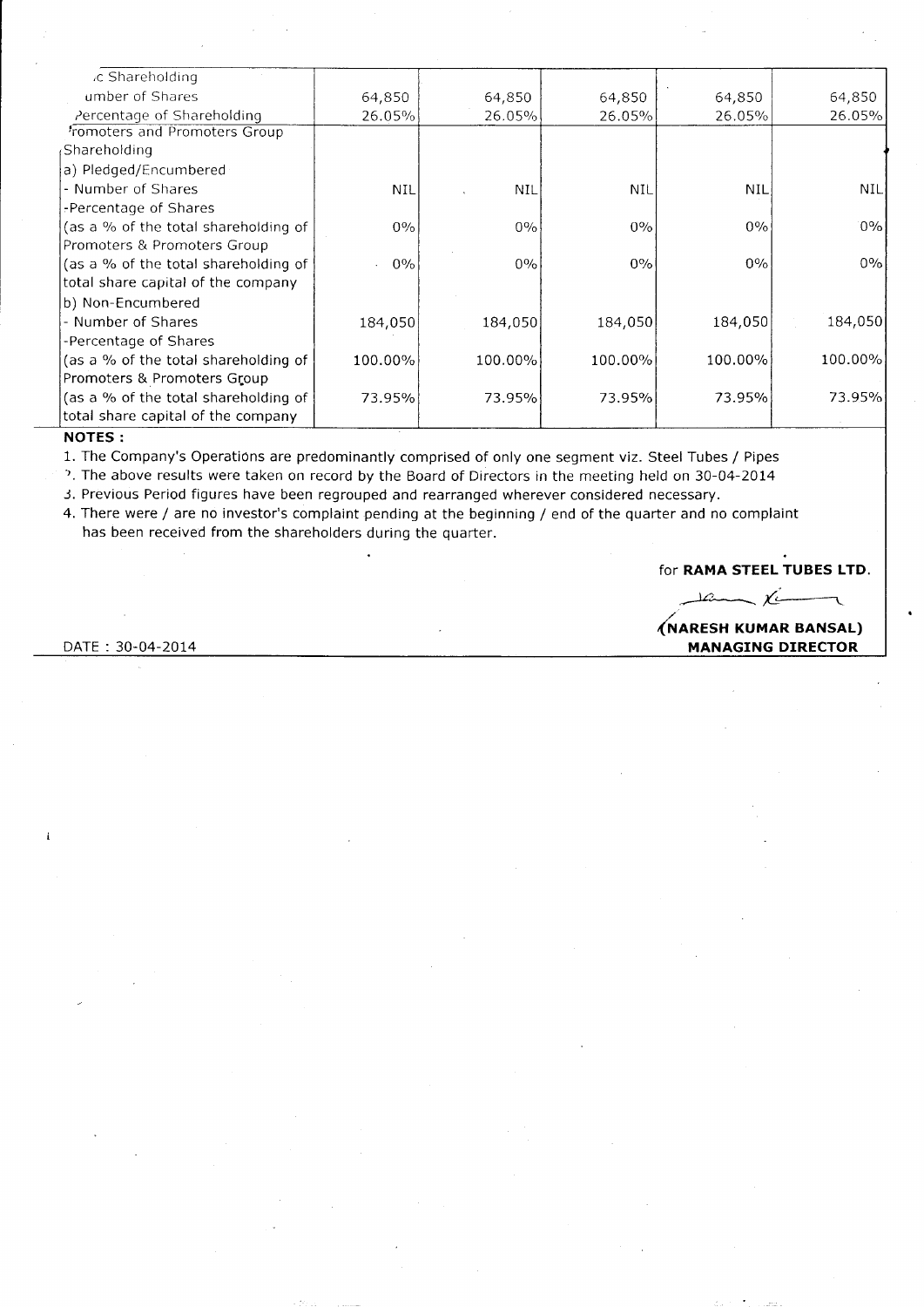| | | | | | |
|---|---|---|---|---|---|
| .c Shareholding | | | | | |
| umber of Shares | 64,850 | 64,850 | 64,850 | 64,850 | 64,850 |
| Percentage of Shareholding | 26.05% | 26.05% | 26.05% | 26.05% | 26.05% |
| 'romoters and Promoters Group Shareholding | | | | | |
| a) Pledged/Encumbered | | | | | |
| - Number of Shares | NIL | NIL | NIL | NIL | NIL |
| -Percentage of Shares | | | | | |
| (as a % of the total shareholding of Promoters & Promoters Group | 0% | 0% | 0% | 0% | 0% |
| (as a % of the total shareholding of total share capital of the company | 0% | 0% | 0% | 0% | 0% |
| b) Non-Encumbered | | | | | |
| - Number of Shares | 184,050 | 184,050 | 184,050 | 184,050 | 184,050 |
| -Percentage of Shares | | | | | |
| (as a % of the total shareholding of Promoters & Promoters Group | 100.00% | 100.00% | 100.00% | 100.00% | 100.00% |
| (as a % of the total shareholding of total share capital of the company | 73.95% | 73.95% | 73.95% | 73.95% | 73.95% |

**NOTES :**

1. The Company's Operations are predominantly comprised of only one segment viz. Steel Tubes / Pipes
2. The above results were taken on record by the Board of Directors in the meeting held on 30-04-2014
3. Previous Period figures have been regrouped and rearranged wherever considered necessary.
4. There were / are no investor's complaint pending at the beginning / end of the quarter and no complaint has been received from the shareholders during the quarter.

for **RAMA STEEL TUBES LTD.**

**(NARESH KUMAR BANSAL)**
**MANAGING DIRECTOR**

DATE : 30-04-2014